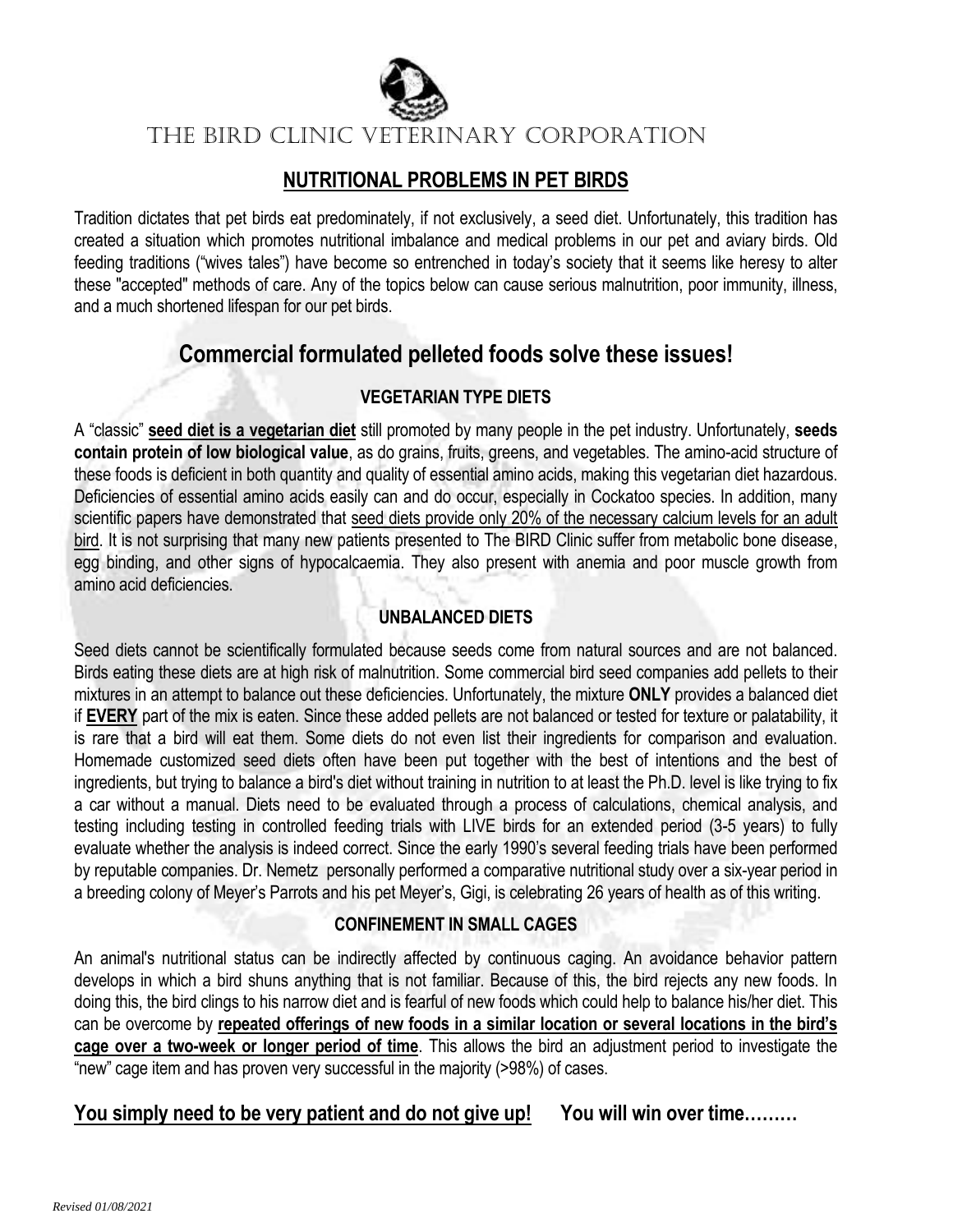# THE BIRD CLINIC VETERINARY CORPORATION

## NUTRITIONAL PROBLEMS IN PET BIRDS

Tradition dictates that pet birds eat predominately, if not exclusively, a seed diet. Unfortunately, this tradition has created a situation which promotes nutritional imbalance and medical problems in our pet and aviary birds. Old feeding traditions ("wives tales") have become so entrenched in today's society that it seems like heresy to alter these "accepted" methods of care. Any of the topics below can cause serious malnutrition, poor immunity, illness, and a much shortened lifespan for our pet birds.

## Commercial formulated pelleted foods solve these issues!

### VEGETARIAN TYPE DIETS

A "classic" **seed diet is a vegetarian diet** still promoted by many people in the pet industry. Unfortunately, **seeds contain protein of low biological value**, as do grains, fruits, greens, and vegetables. The amino-acid structure of these foods is deficient in both quantity and quality of essential amino acids, making this vegetarian diet hazardous. Deficiencies of essential amino acids easily can and do occur, especially in Cockatoo species. In addition, many scientific papers have demonstrated that seed diets provide only 20% of the necessary calcium levels for an adult bird. It is not surprising that many new patients presented to The BIRD Clinic suffer from metabolic bone disease, egg binding, and other signs of hypocalcaemia. They also present with anemia and poor muscle growth from amino acid deficiencies.

### UNBALANCED DIETS

Seed diets cannot be scientifically formulated because seeds come from natural sources and are not balanced. Birds eating these diets are at high risk of malnutrition. Some commercial bird seed companies add pellets to their mixtures in an attempt to balance out these deficiencies. Unfortunately, the mixture **ONLY** provides a balanced diet if **EVERY** part of the mix is eaten. Since these added pellets are not balanced or tested for texture or palatability, it is rare that a bird will eat them. Some diets do not even list their ingredients for comparison and evaluation. Homemade customized seed diets often have been put together with the best of intentions and the best of ingredients, but trying to balance a bird's diet without training in nutrition to at least the Ph.D. level is like trying to fix a car without a manual. Diets need to be evaluated through a process of calculations, chemical analysis, and testing including testing in controlled feeding trials with LIVE birds for an extended period (3-5 years) to fully evaluate whether the analysis is indeed correct. Since the early 1990's several feeding trials have been performed by reputable companies. Dr. Nemetz personally performed a comparative nutritional study over a six-year period in a breeding colony of Meyer's Parrots and his pet Meyer's, Gigi, is celebrating 26 years of health as of this writing.

### CONFINEMENT IN SMALL CAGES

An animal's nutritional status can be indirectly affected by continuous caging. An avoidance behavior pattern develops in which a bird shuns anything that is not familiar. Because of this, the bird rejects any new foods. In doing this, the bird clings to his narrow diet and is fearful of new foods which could help to balance his/her diet. This can be overcome by **repeated offerings of new foods in a similar location or several locations in the bird's cage over a two-week or longer period of time**. This allows the bird an adjustment period to investigate the "new" cage item and has proven very successful in the majority (>98%) of cases.

**You simply need to be very patient and do not give up!** **You will win over time………**

*Revised 01/08/2021*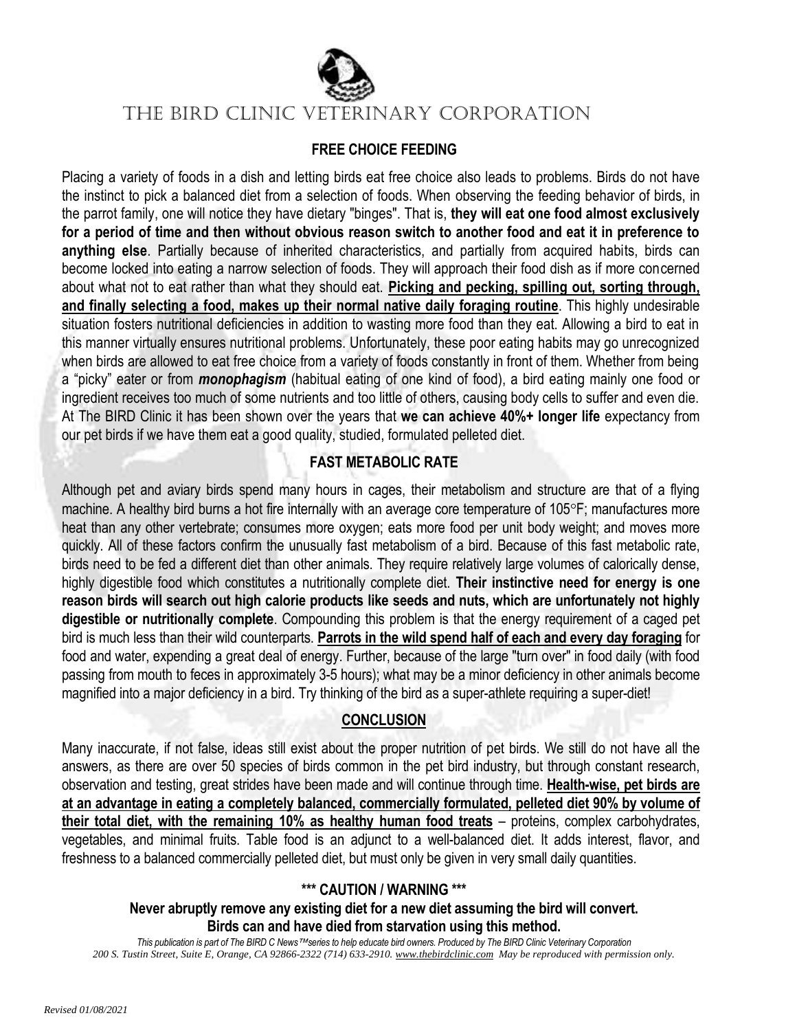# THE BIRD CLINIC VETERINARY CORPORATION

## FREE CHOICE FEEDING

Placing a variety of foods in a dish and letting birds eat free choice also leads to problems. Birds do not have the instinct to pick a balanced diet from a selection of foods. When observing the feeding behavior of birds, in the parrot family, one will notice they have dietary "binges". That is, **they will eat one food almost exclusively for a period of time and then without obvious reason switch to another food and eat it in preference to anything else**. Partially because of inherited characteristics, and partially from acquired habits, birds can become locked into eating a narrow selection of foods. They will approach their food dish as if more concerned about what not to eat rather than what they should eat. **Picking and pecking, spilling out, sorting through, and finally selecting a food, makes up their normal native daily foraging routine**. This highly undesirable situation fosters nutritional deficiencies in addition to wasting more food than they eat. Allowing a bird to eat in this manner virtually ensures nutritional problems. Unfortunately, these poor eating habits may go unrecognized when birds are allowed to eat free choice from a variety of foods constantly in front of them. Whether from being a "picky" eater or from ***monophagism*** (habitual eating of one kind of food), a bird eating mainly one food or ingredient receives too much of some nutrients and too little of others, causing body cells to suffer and even die. At The BIRD Clinic it has been shown over the years that **we can achieve 40%+ longer life** expectancy from our pet birds if we have them eat a good quality, studied, formulated pelleted diet.

## FAST METABOLIC RATE

Although pet and aviary birds spend many hours in cages, their metabolism and structure are that of a flying machine. A healthy bird burns a hot fire internally with an average core temperature of 105°F; manufactures more heat than any other vertebrate; consumes more oxygen; eats more food per unit body weight; and moves more quickly. All of these factors confirm the unusually fast metabolism of a bird. Because of this fast metabolic rate, birds need to be fed a different diet than other animals. They require relatively large volumes of calorically dense, highly digestible food which constitutes a nutritionally complete diet. **Their instinctive need for energy is one reason birds will search out high calorie products like seeds and nuts, which are unfortunately not highly digestible or nutritionally complete**. Compounding this problem is that the energy requirement of a caged pet bird is much less than their wild counterparts. **Parrots in the wild spend half of each and every day foraging** for food and water, expending a great deal of energy. Further, because of the large "turn over" in food daily (with food passing from mouth to feces in approximately 3-5 hours); what may be a minor deficiency in other animals become magnified into a major deficiency in a bird. Try thinking of the bird as a super-athlete requiring a super-diet!

## CONCLUSION

Many inaccurate, if not false, ideas still exist about the proper nutrition of pet birds. We still do not have all the answers, as there are over 50 species of birds common in the pet bird industry, but through constant research, observation and testing, great strides have been made and will continue through time. **Health-wise, pet birds are at an advantage in eating a completely balanced, commercially formulated, pelleted diet 90% by volume of their total diet, with the remaining 10% as healthy human food treats** – proteins, complex carbohydrates, vegetables, and minimal fruits. Table food is an adjunct to a well-balanced diet. It adds interest, flavor, and freshness to a balanced commercially pelleted diet, but must only be given in very small daily quantities.

**\*\*\* CAUTION / WARNING \*\*\***

**Never abruptly remove any existing diet for a new diet assuming the bird will convert. Birds can and have died from starvation using this method.**

*This publication is part of The BIRD C News™series to help educate bird owners. Produced by The BIRD Clinic Veterinary Corporation 200 S. Tustin Street, Suite E, Orange, CA 92866-2322 (714) 633-2910. www.thebirdclinic.com May be reproduced with permission only.*

*Revised 01/08/2021*